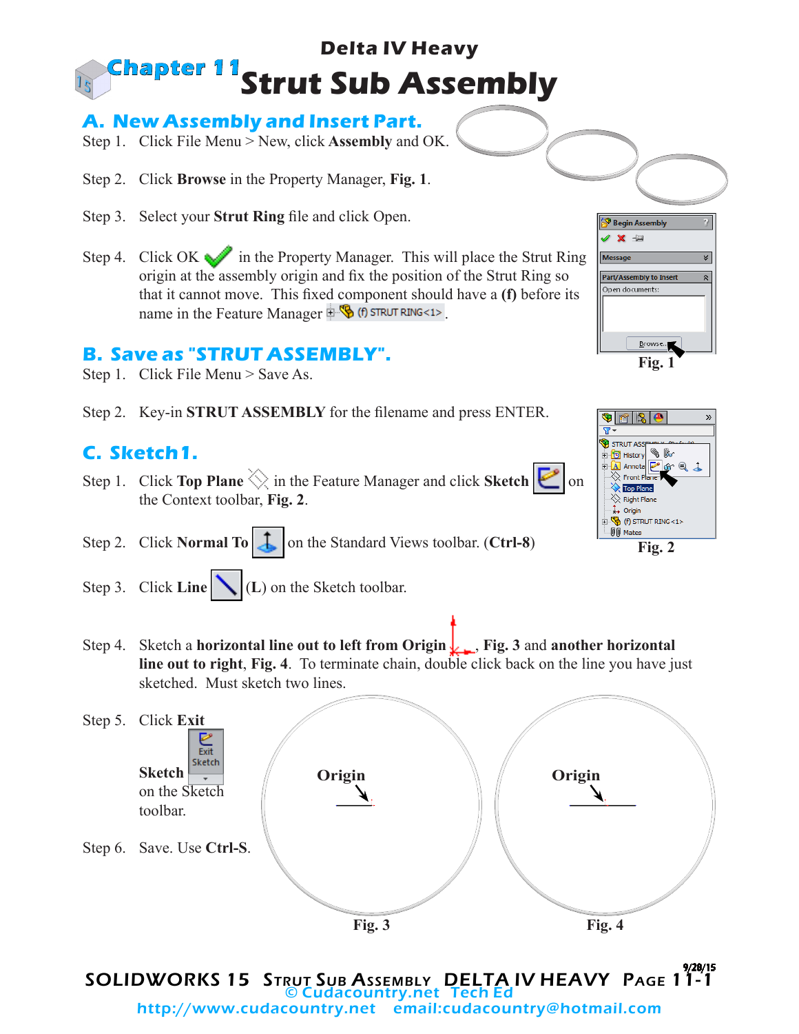# Chapter 11

## Delta IV Heavy

# Strut Sub Assembly

## A. New Assembly and Insert Part.

Step 1. Click File Menu > New, click **Assembly** and OK.

Step 2. Click **Browse** in the Property Manager, **Fig. 1**.

Step 3. Select your **Strut Ring** file and click Open.

Step 4. Click OK in the Property Manager. This will place the Strut Ring origin at the assembly origin and fix the position of the Strut Ring so that it cannot move. This fixed component should have a **(f)** before its name in the Feature Manager (f) STRUT RING<1>.

Fig. 1

## B. Save as "STRUT ASSEMBLY".

Step 1. Click File Menu > Save As.

Step 2. Key-in **STRUT ASSEMBLY** for the filename and press ENTER.

## C. Sketch1.

Step 1. Click **Top Plane** in the Feature Manager and click **Sketch** on the Context toolbar, **Fig. 2**.

Step 2. Click **Normal To** on the Standard Views toolbar. (**Ctrl-8**)

Fig. 2

Step 3. Click **Line** (**L**) on the Sketch toolbar.

Step 4. Sketch a **horizontal line out to left from Origin**, **Fig. 3** and **another horizontal line out to right**, **Fig. 4**. To terminate chain, double click back on the line you have just sketched. Must sketch two lines.

Step 5. Click **Exit Sketch** on the Sketch toolbar.

Step 6. Save. Use **Ctrl-S**.

Origin

Fig. 3

Origin

Fig. 4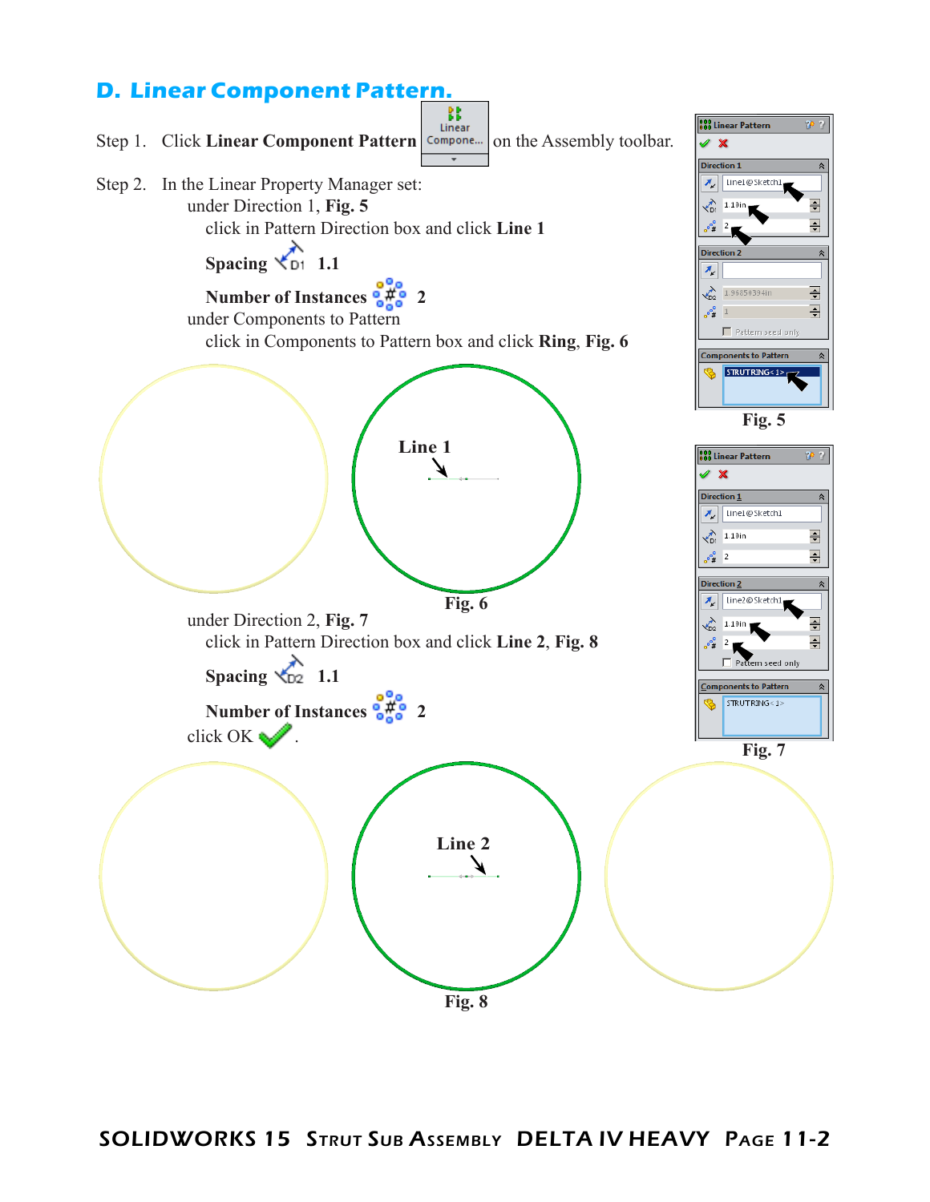## D. Linear Component Pattern.

Step 1. Click **Linear Component Pattern** on the Assembly toolbar.

Step 2. In the Linear Property Manager set:

under Direction 1, **Fig. 5**

click in Pattern Direction box and click **Line 1**

**Spacing** **1.1**

**Number of Instances** **2**

under Components to Pattern

click in Components to Pattern box and click **Ring**, **Fig. 6**

Line 1

**Fig. 6**

**Fig. 5**

under Direction 2, **Fig. 7**

click in Pattern Direction box and click **Line 2**, **Fig. 8**

**Spacing** **1.1**

**Number of Instances** **2**

click OK .

**Fig. 7**

Line 2

**Fig. 8**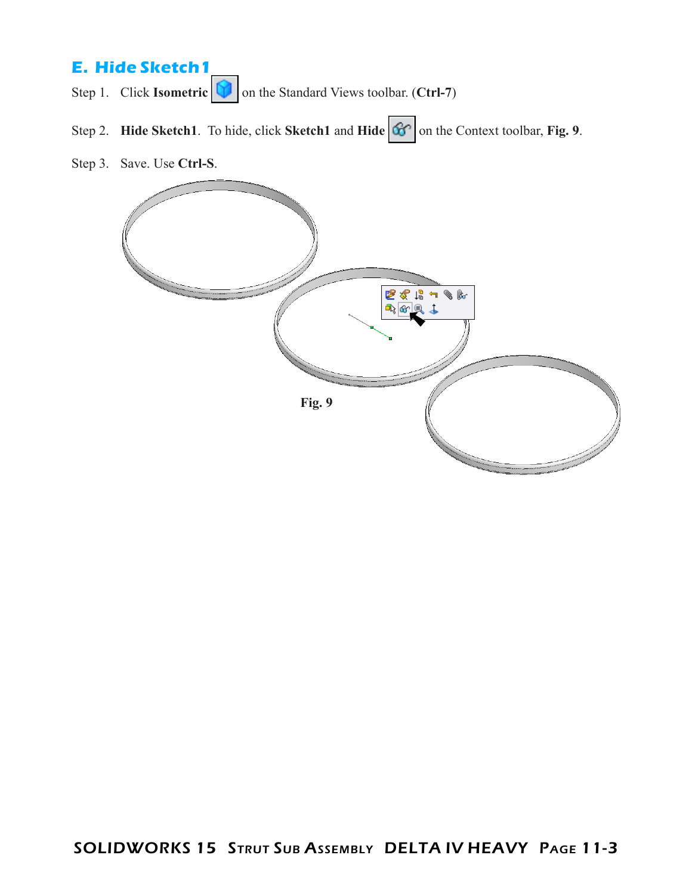## E. Hide Sketch1

Step 1. Click **Isometric** on the Standard Views toolbar. (**Ctrl-7**)

Step 2. **Hide Sketch1**. To hide, click **Sketch1** and **Hide** on the Context toolbar, **Fig. 9**.

Step 3. Save. Use **Ctrl-S**.

**Fig. 9**